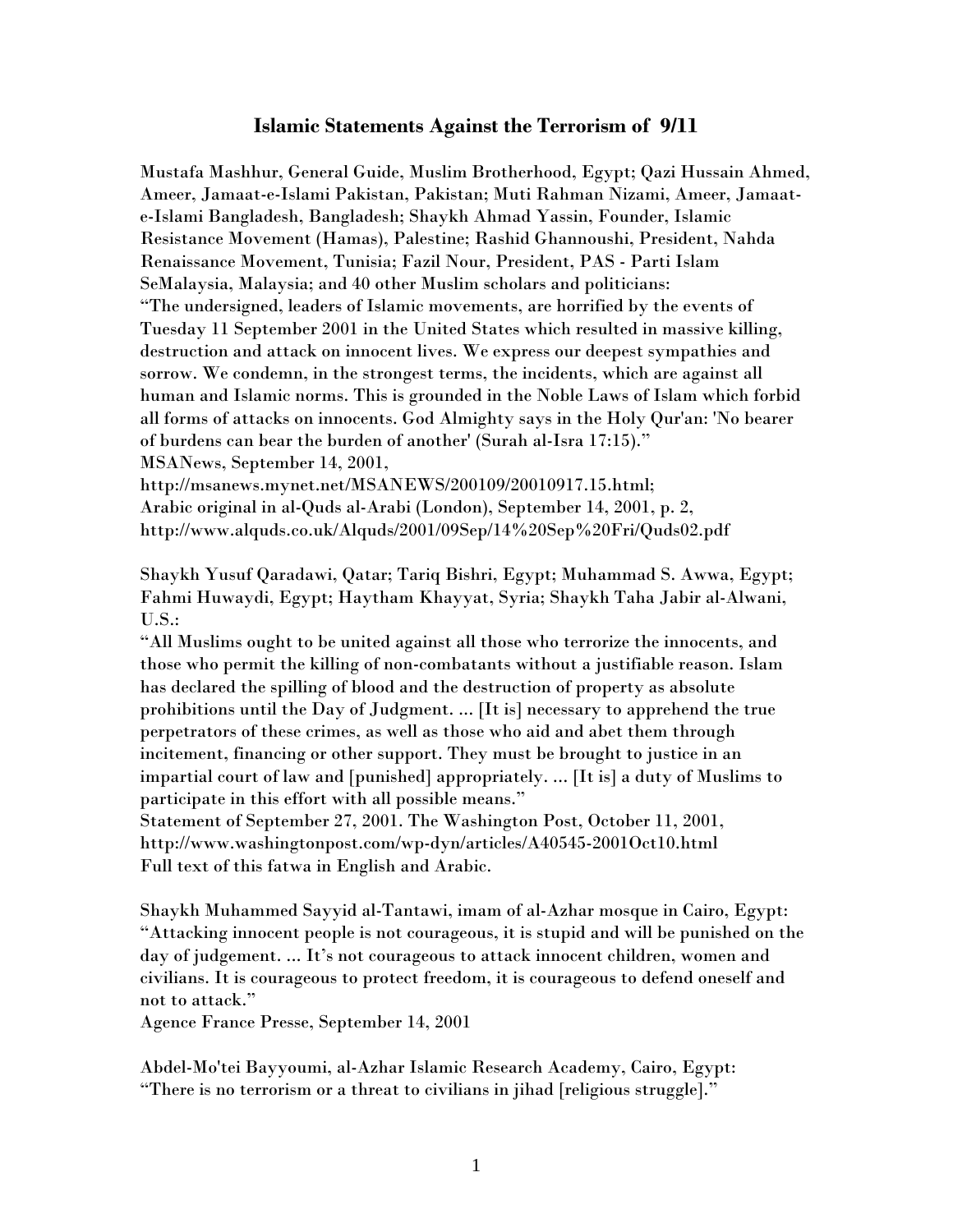# Islamic Statements Against the Terrorism of 9/11

Mustafa Mashhur, General Guide, Muslim Brotherhood, Egypt; Qazi Hussain Ahmed, Ameer, Jamaat-e-Islami Pakistan, Pakistan; Muti Rahman Nizami, Ameer, Jamaat-e-Islami Bangladesh, Bangladesh; Shaykh Ahmad Yassin, Founder, Islamic Resistance Movement (Hamas), Palestine; Rashid Ghannoushi, President, Nahda Renaissance Movement, Tunisia; Fazil Nour, President, PAS - Parti Islam SeMalaysia, Malaysia; and 40 other Muslim scholars and politicians:
"The undersigned, leaders of Islamic movements, are horrified by the events of Tuesday 11 September 2001 in the United States which resulted in massive killing, destruction and attack on innocent lives. We express our deepest sympathies and sorrow. We condemn, in the strongest terms, the incidents, which are against all human and Islamic norms. This is grounded in the Noble Laws of Islam which forbid all forms of attacks on innocents. God Almighty says in the Holy Qur'an: 'No bearer of burdens can bear the burden of another' (Surah al-Isra 17:15)."
MSANews, September 14, 2001,
http://msanews.mynet.net/MSANEWS/200109/20010917.15.html;
Arabic original in al-Quds al-Arabi (London), September 14, 2001, p. 2,
http://www.alquds.co.uk/Alquds/2001/09Sep/14%20Sep%20Fri/Quds02.pdf

Shaykh Yusuf Qaradawi, Qatar; Tariq Bishri, Egypt; Muhammad S. Awwa, Egypt; Fahmi Huwaydi, Egypt; Haytham Khayyat, Syria; Shaykh Taha Jabir al-Alwani, U.S.:
"All Muslims ought to be united against all those who terrorize the innocents, and those who permit the killing of non-combatants without a justifiable reason. Islam has declared the spilling of blood and the destruction of property as absolute prohibitions until the Day of Judgment. ... [It is] necessary to apprehend the true perpetrators of these crimes, as well as those who aid and abet them through incitement, financing or other support. They must be brought to justice in an impartial court of law and [punished] appropriately. ... [It is] a duty of Muslims to participate in this effort with all possible means."
Statement of September 27, 2001. The Washington Post, October 11, 2001,
http://www.washingtonpost.com/wp-dyn/articles/A40545-2001Oct10.html
Full text of this fatwa in English and Arabic.

Shaykh Muhammed Sayyid al-Tantawi, imam of al-Azhar mosque in Cairo, Egypt:
"Attacking innocent people is not courageous, it is stupid and will be punished on the day of judgement. ... It's not courageous to attack innocent children, women and civilians. It is courageous to protect freedom, it is courageous to defend oneself and not to attack."
Agence France Presse, September 14, 2001

Abdel-Mo'tei Bayyoumi, al-Azhar Islamic Research Academy, Cairo, Egypt:
"There is no terrorism or a threat to civilians in jihad [religious struggle]."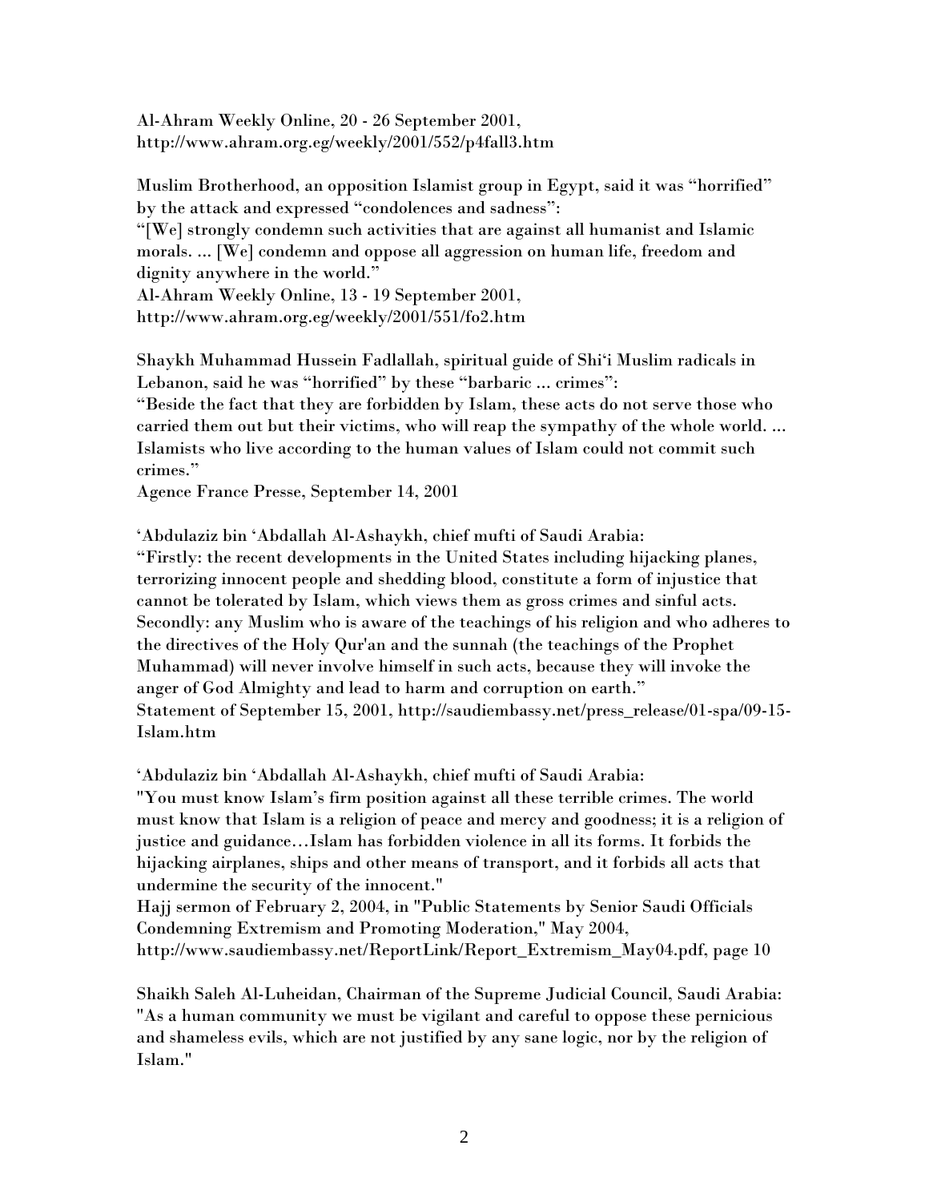Al-Ahram Weekly Online, 20 - 26 September 2001, http://www.ahram.org.eg/weekly/2001/552/p4fall3.htm

Muslim Brotherhood, an opposition Islamist group in Egypt, said it was "horrified" by the attack and expressed "condolences and sadness":
"[We] strongly condemn such activities that are against all humanist and Islamic morals. ... [We] condemn and oppose all aggression on human life, freedom and dignity anywhere in the world."
Al-Ahram Weekly Online, 13 - 19 September 2001, http://www.ahram.org.eg/weekly/2001/551/fo2.htm

Shaykh Muhammad Hussein Fadlallah, spiritual guide of Shi'i Muslim radicals in Lebanon, said he was "horrified" by these "barbaric ... crimes":
"Beside the fact that they are forbidden by Islam, these acts do not serve those who carried them out but their victims, who will reap the sympathy of the whole world. ... Islamists who live according to the human values of Islam could not commit such crimes."
Agence France Presse, September 14, 2001

'Abdulaziz bin 'Abdallah Al-Ashaykh, chief mufti of Saudi Arabia:
"Firstly: the recent developments in the United States including hijacking planes, terrorizing innocent people and shedding blood, constitute a form of injustice that cannot be tolerated by Islam, which views them as gross crimes and sinful acts. Secondly: any Muslim who is aware of the teachings of his religion and who adheres to the directives of the Holy Qur'an and the sunnah (the teachings of the Prophet Muhammad) will never involve himself in such acts, because they will invoke the anger of God Almighty and lead to harm and corruption on earth."
Statement of September 15, 2001, http://saudiembassy.net/press_release/01-spa/09-15-Islam.htm

'Abdulaziz bin 'Abdallah Al-Ashaykh, chief mufti of Saudi Arabia:
"You must know Islam's firm position against all these terrible crimes. The world must know that Islam is a religion of peace and mercy and goodness; it is a religion of justice and guidance…Islam has forbidden violence in all its forms. It forbids the hijacking airplanes, ships and other means of transport, and it forbids all acts that undermine the security of the innocent."
Hajj sermon of February 2, 2004, in "Public Statements by Senior Saudi Officials Condemning Extremism and Promoting Moderation," May 2004, http://www.saudiembassy.net/ReportLink/Report_Extremism_May04.pdf, page 10

Shaikh Saleh Al-Luheidan, Chairman of the Supreme Judicial Council, Saudi Arabia:
"As a human community we must be vigilant and careful to oppose these pernicious and shameless evils, which are not justified by any sane logic, nor by the religion of Islam."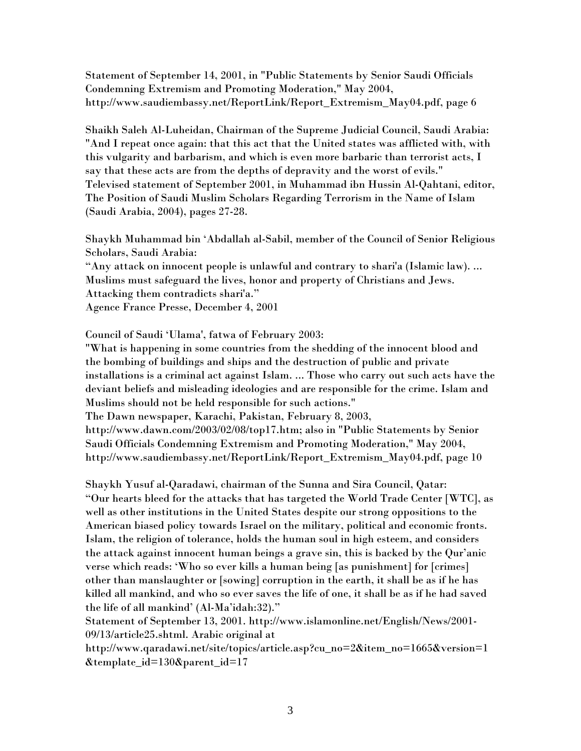Statement of September 14, 2001, in "Public Statements by Senior Saudi Officials Condemning Extremism and Promoting Moderation," May 2004, http://www.saudiembassy.net/ReportLink/Report_Extremism_May04.pdf, page 6

Shaikh Saleh Al-Luheidan, Chairman of the Supreme Judicial Council, Saudi Arabia:
"And I repeat once again: that this act that the United states was afflicted with, with this vulgarity and barbarism, and which is even more barbaric than terrorist acts, I say that these acts are from the depths of depravity and the worst of evils."
Televised statement of September 2001, in Muhammad ibn Hussin Al-Qahtani, editor, The Position of Saudi Muslim Scholars Regarding Terrorism in the Name of Islam (Saudi Arabia, 2004), pages 27-28.

Shaykh Muhammad bin 'Abdallah al-Sabil, member of the Council of Senior Religious Scholars, Saudi Arabia:
"Any attack on innocent people is unlawful and contrary to shari'a (Islamic law). ... Muslims must safeguard the lives, honor and property of Christians and Jews. Attacking them contradicts shari'a."
Agence France Presse, December 4, 2001

Council of Saudi 'Ulama', fatwa of February 2003:
"What is happening in some countries from the shedding of the innocent blood and the bombing of buildings and ships and the destruction of public and private installations is a criminal act against Islam. ... Those who carry out such acts have the deviant beliefs and misleading ideologies and are responsible for the crime. Islam and Muslims should not be held responsible for such actions."
The Dawn newspaper, Karachi, Pakistan, February 8, 2003, http://www.dawn.com/2003/02/08/top17.htm; also in "Public Statements by Senior Saudi Officials Condemning Extremism and Promoting Moderation," May 2004, http://www.saudiembassy.net/ReportLink/Report_Extremism_May04.pdf, page 10

Shaykh Yusuf al-Qaradawi, chairman of the Sunna and Sira Council, Qatar:
"Our hearts bleed for the attacks that has targeted the World Trade Center [WTC], as well as other institutions in the United States despite our strong oppositions to the American biased policy towards Israel on the military, political and economic fronts. Islam, the religion of tolerance, holds the human soul in high esteem, and considers the attack against innocent human beings a grave sin, this is backed by the Qur'anic verse which reads: 'Who so ever kills a human being [as punishment] for [crimes] other than manslaughter or [sowing] corruption in the earth, it shall be as if he has killed all mankind, and who so ever saves the life of one, it shall be as if he had saved the life of all mankind' (Al-Ma'idah:32)."
Statement of September 13, 2001. http://www.islamonline.net/English/News/2001-09/13/article25.shtml. Arabic original at http://www.qaradawi.net/site/topics/article.asp?cu_no=2&item_no=1665&version=1&template_id=130&parent_id=17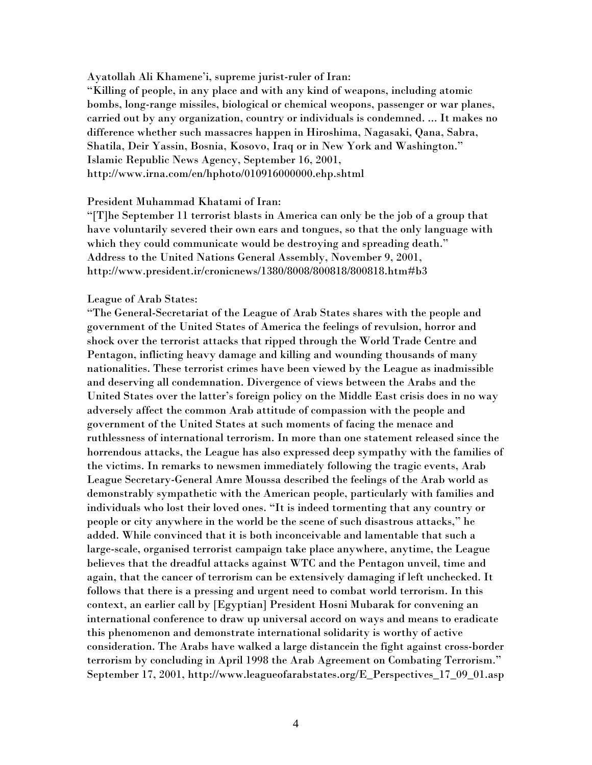Ayatollah Ali Khamene'i, supreme jurist-ruler of Iran:
"Killing of people, in any place and with any kind of weapons, including atomic bombs, long-range missiles, biological or chemical weopons, passenger or war planes, carried out by any organization, country or individuals is condemned. ... It makes no difference whether such massacres happen in Hiroshima, Nagasaki, Qana, Sabra, Shatila, Deir Yassin, Bosnia, Kosovo, Iraq or in New York and Washington."
Islamic Republic News Agency, September 16, 2001,
http://www.irna.com/en/hphoto/010916000000.ehp.shtml

President Muhammad Khatami of Iran:
"[T]he September 11 terrorist blasts in America can only be the job of a group that have voluntarily severed their own ears and tongues, so that the only language with which they could communicate would be destroying and spreading death."
Address to the United Nations General Assembly, November 9, 2001,
http://www.president.ir/cronicnews/1380/8008/800818/800818.htm#b3

League of Arab States:
"The General-Secretariat of the League of Arab States shares with the people and government of the United States of America the feelings of revulsion, horror and shock over the terrorist attacks that ripped through the World Trade Centre and Pentagon, inflicting heavy damage and killing and wounding thousands of many nationalities. These terrorist crimes have been viewed by the League as inadmissible and deserving all condemnation. Divergence of views between the Arabs and the United States over the latter's foreign policy on the Middle East crisis does in no way adversely affect the common Arab attitude of compassion with the people and government of the United States at such moments of facing the menace and ruthlessness of international terrorism. In more than one statement released since the horrendous attacks, the League has also expressed deep sympathy with the families of the victims. In remarks to newsmen immediately following the tragic events, Arab League Secretary-General Amre Moussa described the feelings of the Arab world as demonstrably sympathetic with the American people, particularly with families and individuals who lost their loved ones. "It is indeed tormenting that any country or people or city anywhere in the world be the scene of such disastrous attacks," he added. While convinced that it is both inconceivable and lamentable that such a large-scale, organised terrorist campaign take place anywhere, anytime, the League believes that the dreadful attacks against WTC and the Pentagon unveil, time and again, that the cancer of terrorism can be extensively damaging if left unchecked. It follows that there is a pressing and urgent need to combat world terrorism. In this context, an earlier call by [Egyptian] President Hosni Mubarak for convening an international conference to draw up universal accord on ways and means to eradicate this phenomenon and demonstrate international solidarity is worthy of active consideration. The Arabs have walked a large distancein the fight against cross-border terrorism by concluding in April 1998 the Arab Agreement on Combating Terrorism."
September 17, 2001, http://www.leagueofarabstates.org/E_Perspectives_17_09_01.asp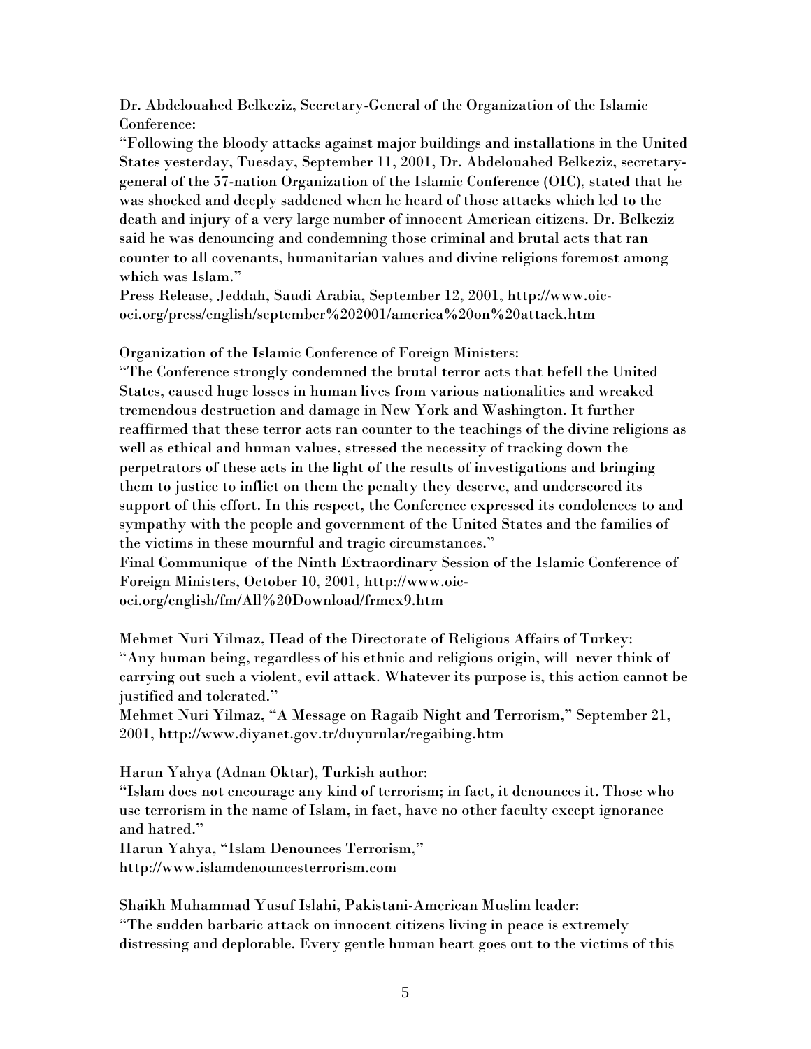Dr. Abdelouahed Belkeziz, Secretary-General of the Organization of the Islamic Conference:
"Following the bloody attacks against major buildings and installations in the United States yesterday, Tuesday, September 11, 2001, Dr. Abdelouahed Belkeziz, secretary-general of the 57-nation Organization of the Islamic Conference (OIC), stated that he was shocked and deeply saddened when he heard of those attacks which led to the death and injury of a very large number of innocent American citizens. Dr. Belkeziz said he was denouncing and condemning those criminal and brutal acts that ran counter to all covenants, humanitarian values and divine religions foremost among which was Islam."
Press Release, Jeddah, Saudi Arabia, September 12, 2001, http://www.oic-oci.org/press/english/september%202001/america%20on%20attack.htm

Organization of the Islamic Conference of Foreign Ministers:
"The Conference strongly condemned the brutal terror acts that befell the United States, caused huge losses in human lives from various nationalities and wreaked tremendous destruction and damage in New York and Washington. It further reaffirmed that these terror acts ran counter to the teachings of the divine religions as well as ethical and human values, stressed the necessity of tracking down the perpetrators of these acts in the light of the results of investigations and bringing them to justice to inflict on them the penalty they deserve, and underscored its support of this effort. In this respect, the Conference expressed its condolences to and sympathy with the people and government of the United States and the families of the victims in these mournful and tragic circumstances."
Final Communique of the Ninth Extraordinary Session of the Islamic Conference of Foreign Ministers, October 10, 2001, http://www.oic-oci.org/english/fm/All%20Download/frmex9.htm

Mehmet Nuri Yilmaz, Head of the Directorate of Religious Affairs of Turkey:
"Any human being, regardless of his ethnic and religious origin, will never think of carrying out such a violent, evil attack. Whatever its purpose is, this action cannot be justified and tolerated."
Mehmet Nuri Yilmaz, "A Message on Ragaib Night and Terrorism," September 21, 2001, http://www.diyanet.gov.tr/duyurular/regaibing.htm

Harun Yahya (Adnan Oktar), Turkish author:
"Islam does not encourage any kind of terrorism; in fact, it denounces it. Those who use terrorism in the name of Islam, in fact, have no other faculty except ignorance and hatred."
Harun Yahya, "Islam Denounces Terrorism," http://www.islamdenouncesterrorism.com

Shaikh Muhammad Yusuf Islahi, Pakistani-American Muslim leader:
"The sudden barbaric attack on innocent citizens living in peace is extremely distressing and deplorable. Every gentle human heart goes out to the victims of this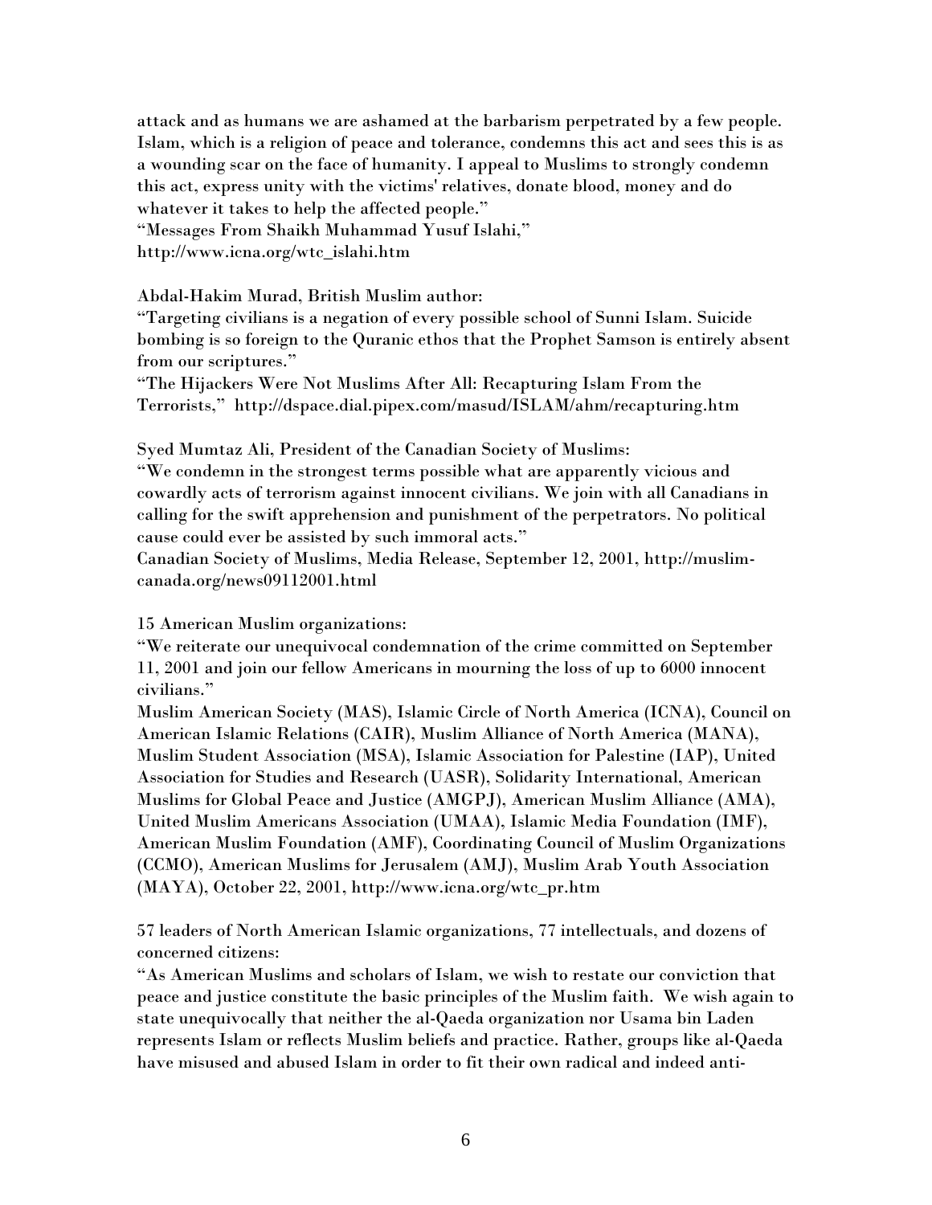attack and as humans we are ashamed at the barbarism perpetrated by a few people. Islam, which is a religion of peace and tolerance, condemns this act and sees this is as a wounding scar on the face of humanity. I appeal to Muslims to strongly condemn this act, express unity with the victims' relatives, donate blood, money and do whatever it takes to help the affected people."
"Messages From Shaikh Muhammad Yusuf Islahi,"
http://www.icna.org/wtc_islahi.htm

Abdal-Hakim Murad, British Muslim author:
"Targeting civilians is a negation of every possible school of Sunni Islam. Suicide bombing is so foreign to the Quranic ethos that the Prophet Samson is entirely absent from our scriptures."
"The Hijackers Were Not Muslims After All: Recapturing Islam From the Terrorists," http://dspace.dial.pipex.com/masud/ISLAM/ahm/recapturing.htm

Syed Mumtaz Ali, President of the Canadian Society of Muslims:
"We condemn in the strongest terms possible what are apparently vicious and cowardly acts of terrorism against innocent civilians. We join with all Canadians in calling for the swift apprehension and punishment of the perpetrators. No political cause could ever be assisted by such immoral acts."
Canadian Society of Muslims, Media Release, September 12, 2001, http://muslim-canada.org/news09112001.html

15 American Muslim organizations:
"We reiterate our unequivocal condemnation of the crime committed on September 11, 2001 and join our fellow Americans in mourning the loss of up to 6000 innocent civilians."
Muslim American Society (MAS), Islamic Circle of North America (ICNA), Council on American Islamic Relations (CAIR), Muslim Alliance of North America (MANA), Muslim Student Association (MSA), Islamic Association for Palestine (IAP), United Association for Studies and Research (UASR), Solidarity International, American Muslims for Global Peace and Justice (AMGPJ), American Muslim Alliance (AMA), United Muslim Americans Association (UMAA), Islamic Media Foundation (IMF), American Muslim Foundation (AMF), Coordinating Council of Muslim Organizations (CCMO), American Muslims for Jerusalem (AMJ), Muslim Arab Youth Association (MAYA), October 22, 2001, http://www.icna.org/wtc_pr.htm

57 leaders of North American Islamic organizations, 77 intellectuals, and dozens of concerned citizens:
"As American Muslims and scholars of Islam, we wish to restate our conviction that peace and justice constitute the basic principles of the Muslim faith. We wish again to state unequivocally that neither the al-Qaeda organization nor Usama bin Laden represents Islam or reflects Muslim beliefs and practice. Rather, groups like al-Qaeda have misused and abused Islam in order to fit their own radical and indeed anti-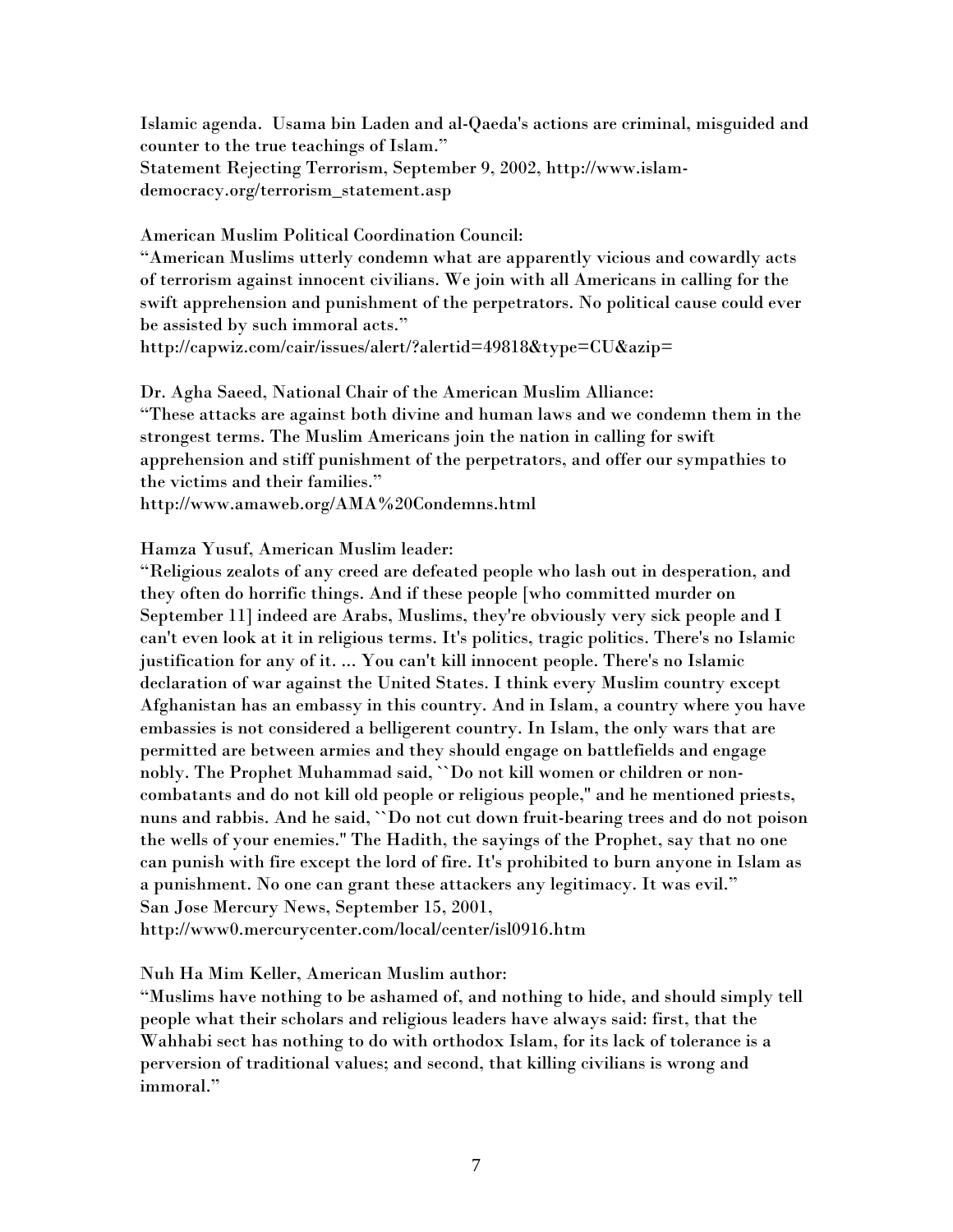Islamic agenda. Usama bin Laden and al-Qaeda's actions are criminal, misguided and counter to the true teachings of Islam."
Statement Rejecting Terrorism, September 9, 2002, http://www.islam-democracy.org/terrorism_statement.asp

American Muslim Political Coordination Council:
"American Muslims utterly condemn what are apparently vicious and cowardly acts of terrorism against innocent civilians. We join with all Americans in calling for the swift apprehension and punishment of the perpetrators. No political cause could ever be assisted by such immoral acts."
http://capwiz.com/cair/issues/alert/?alertid=49818&type=CU&azip=

Dr. Agha Saeed, National Chair of the American Muslim Alliance:
"These attacks are against both divine and human laws and we condemn them in the strongest terms. The Muslim Americans join the nation in calling for swift apprehension and stiff punishment of the perpetrators, and offer our sympathies to the victims and their families."
http://www.amaweb.org/AMA%20Condemns.html

Hamza Yusuf, American Muslim leader:
"Religious zealots of any creed are defeated people who lash out in desperation, and they often do horrific things. And if these people [who committed murder on September 11] indeed are Arabs, Muslims, they're obviously very sick people and I can't even look at it in religious terms. It's politics, tragic politics. There's no Islamic justification for any of it. ... You can't kill innocent people. There's no Islamic declaration of war against the United States. I think every Muslim country except Afghanistan has an embassy in this country. And in Islam, a country where you have embassies is not considered a belligerent country. In Islam, the only wars that are permitted are between armies and they should engage on battlefields and engage nobly. The Prophet Muhammad said, ``Do not kill women or children or non-combatants and do not kill old people or religious people," and he mentioned priests, nuns and rabbis. And he said, ``Do not cut down fruit-bearing trees and do not poison the wells of your enemies." The Hadith, the sayings of the Prophet, say that no one can punish with fire except the lord of fire. It's prohibited to burn anyone in Islam as a punishment. No one can grant these attackers any legitimacy. It was evil."
San Jose Mercury News, September 15, 2001,
http://www0.mercurycenter.com/local/center/isl0916.htm

Nuh Ha Mim Keller, American Muslim author:
"Muslims have nothing to be ashamed of, and nothing to hide, and should simply tell people what their scholars and religious leaders have always said: first, that the Wahhabi sect has nothing to do with orthodox Islam, for its lack of tolerance is a perversion of traditional values; and second, that killing civilians is wrong and immoral."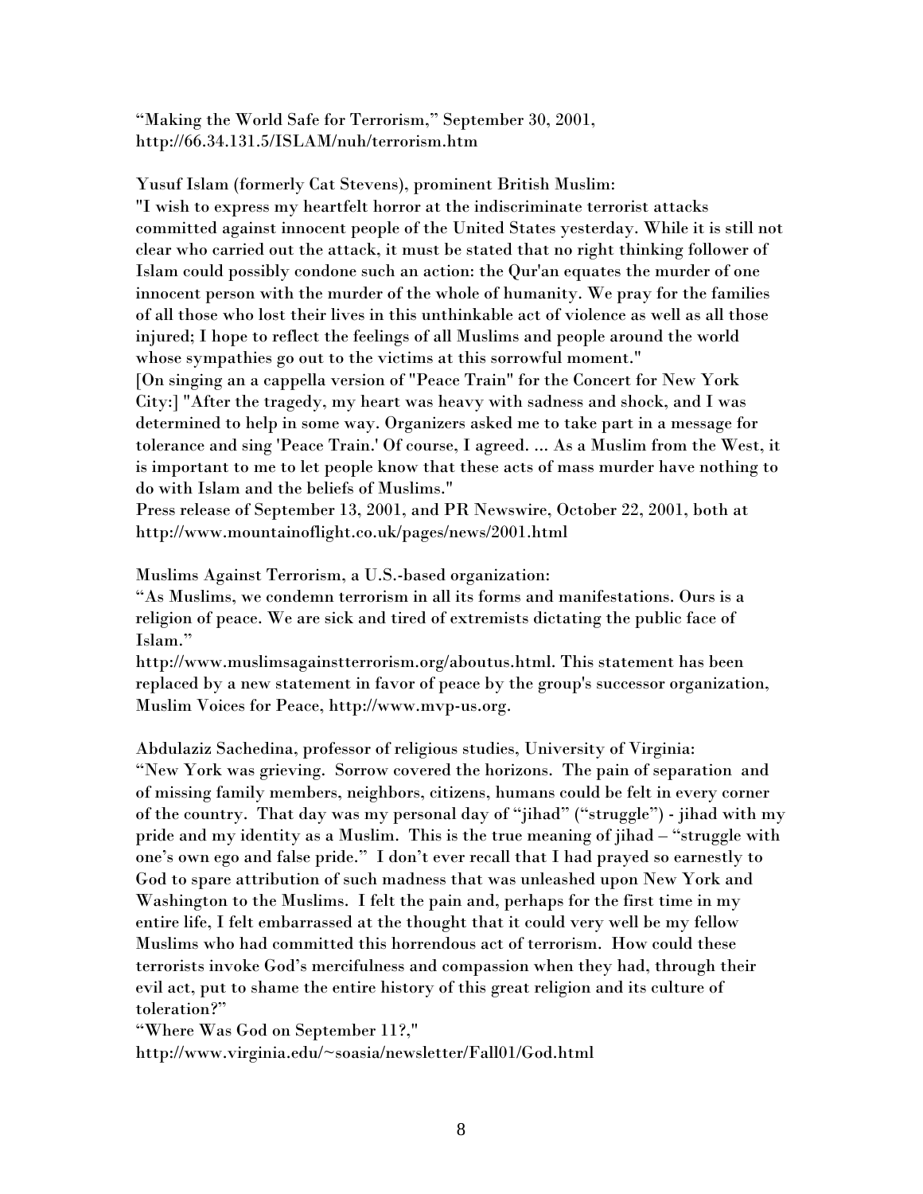"Making the World Safe for Terrorism," September 30, 2001, http://66.34.131.5/ISLAM/nuh/terrorism.htm

Yusuf Islam (formerly Cat Stevens), prominent British Muslim:
"I wish to express my heartfelt horror at the indiscriminate terrorist attacks committed against innocent people of the United States yesterday. While it is still not clear who carried out the attack, it must be stated that no right thinking follower of Islam could possibly condone such an action: the Qur'an equates the murder of one innocent person with the murder of the whole of humanity. We pray for the families of all those who lost their lives in this unthinkable act of violence as well as all those injured; I hope to reflect the feelings of all Muslims and people around the world whose sympathies go out to the victims at this sorrowful moment."
[On singing an a cappella version of "Peace Train" for the Concert for New York City:] "After the tragedy, my heart was heavy with sadness and shock, and I was determined to help in some way. Organizers asked me to take part in a message for tolerance and sing 'Peace Train.' Of course, I agreed. ... As a Muslim from the West, it is important to me to let people know that these acts of mass murder have nothing to do with Islam and the beliefs of Muslims."
Press release of September 13, 2001, and PR Newswire, October 22, 2001, both at http://www.mountainoflight.co.uk/pages/news/2001.html

Muslims Against Terrorism, a U.S.-based organization:
"As Muslims, we condemn terrorism in all its forms and manifestations. Ours is a religion of peace. We are sick and tired of extremists dictating the public face of Islam."
http://www.muslimsagainstterrorism.org/aboutus.html. This statement has been replaced by a new statement in favor of peace by the group's successor organization, Muslim Voices for Peace, http://www.mvp-us.org.

Abdulaziz Sachedina, professor of religious studies, University of Virginia:
"New York was grieving. Sorrow covered the horizons. The pain of separation and of missing family members, neighbors, citizens, humans could be felt in every corner of the country. That day was my personal day of "jihad" ("struggle") - jihad with my pride and my identity as a Muslim. This is the true meaning of jihad – "struggle with one's own ego and false pride." I don't ever recall that I had prayed so earnestly to God to spare attribution of such madness that was unleashed upon New York and Washington to the Muslims. I felt the pain and, perhaps for the first time in my entire life, I felt embarrassed at the thought that it could very well be my fellow Muslims who had committed this horrendous act of terrorism. How could these terrorists invoke God's mercifulness and compassion when they had, through their evil act, put to shame the entire history of this great religion and its culture of toleration?"
"Where Was God on September 11?,"
http://www.virginia.edu/~soasia/newsletter/Fall01/God.html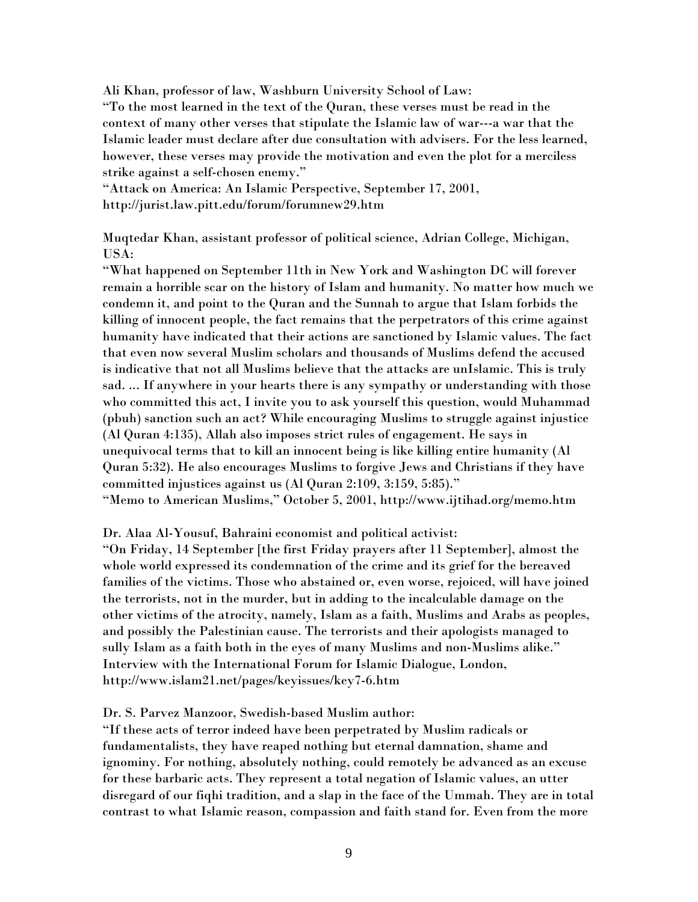Ali Khan, professor of law, Washburn University School of Law:
"To the most learned in the text of the Quran, these verses must be read in the context of many other verses that stipulate the Islamic law of war---a war that the Islamic leader must declare after due consultation with advisers. For the less learned, however, these verses may provide the motivation and even the plot for a merciless strike against a self-chosen enemy."
"Attack on America: An Islamic Perspective, September 17, 2001, http://jurist.law.pitt.edu/forum/forumnew29.htm

Muqtedar Khan, assistant professor of political science, Adrian College, Michigan, USA:
"What happened on September 11th in New York and Washington DC will forever remain a horrible scar on the history of Islam and humanity. No matter how much we condemn it, and point to the Quran and the Sunnah to argue that Islam forbids the killing of innocent people, the fact remains that the perpetrators of this crime against humanity have indicated that their actions are sanctioned by Islamic values. The fact that even now several Muslim scholars and thousands of Muslims defend the accused is indicative that not all Muslims believe that the attacks are unIslamic. This is truly sad. ... If anywhere in your hearts there is any sympathy or understanding with those who committed this act, I invite you to ask yourself this question, would Muhammad (pbuh) sanction such an act? While encouraging Muslims to struggle against injustice (Al Quran 4:135), Allah also imposes strict rules of engagement. He says in unequivocal terms that to kill an innocent being is like killing entire humanity (Al Quran 5:32). He also encourages Muslims to forgive Jews and Christians if they have committed injustices against us (Al Quran 2:109, 3:159, 5:85)."
"Memo to American Muslims," October 5, 2001, http://www.ijtihad.org/memo.htm

Dr. Alaa Al-Yousuf, Bahraini economist and political activist:
"On Friday, 14 September [the first Friday prayers after 11 September], almost the whole world expressed its condemnation of the crime and its grief for the bereaved families of the victims. Those who abstained or, even worse, rejoiced, will have joined the terrorists, not in the murder, but in adding to the incalculable damage on the other victims of the atrocity, namely, Islam as a faith, Muslims and Arabs as peoples, and possibly the Palestinian cause. The terrorists and their apologists managed to sully Islam as a faith both in the eyes of many Muslims and non-Muslims alike."
Interview with the International Forum for Islamic Dialogue, London, http://www.islam21.net/pages/keyissues/key7-6.htm

Dr. S. Parvez Manzoor, Swedish-based Muslim author:
"If these acts of terror indeed have been perpetrated by Muslim radicals or fundamentalists, they have reaped nothing but eternal damnation, shame and ignominy. For nothing, absolutely nothing, could remotely be advanced as an excuse for these barbaric acts. They represent a total negation of Islamic values, an utter disregard of our fiqhi tradition, and a slap in the face of the Ummah. They are in total contrast to what Islamic reason, compassion and faith stand for. Even from the more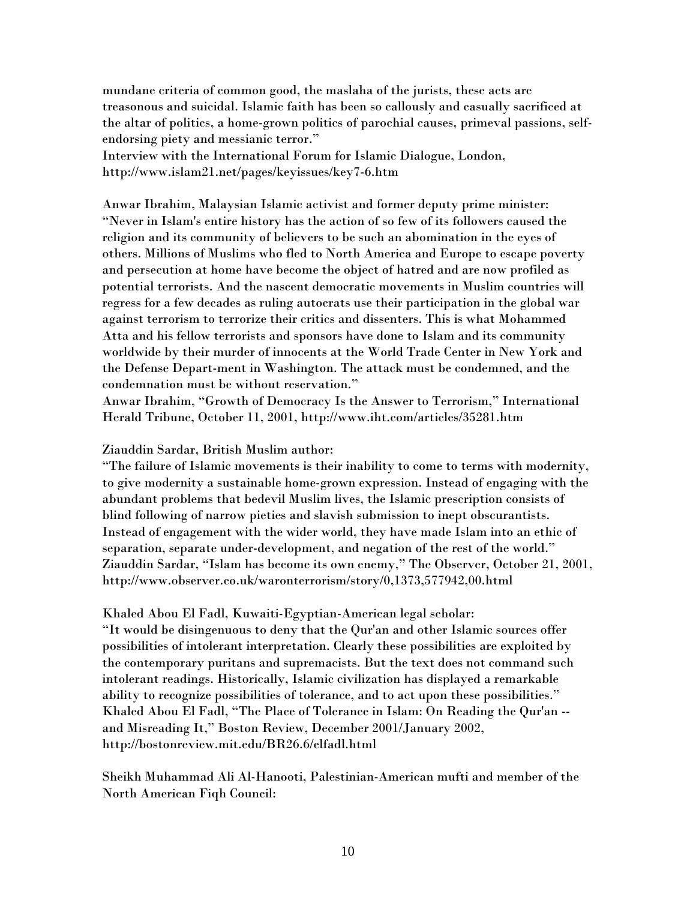mundane criteria of common good, the maslaha of the jurists, these acts are treasonous and suicidal. Islamic faith has been so callously and casually sacrificed at the altar of politics, a home-grown politics of parochial causes, primeval passions, self-endorsing piety and messianic terror."
Interview with the International Forum for Islamic Dialogue, London, http://www.islam21.net/pages/keyissues/key7-6.htm

Anwar Ibrahim, Malaysian Islamic activist and former deputy prime minister:
"Never in Islam's entire history has the action of so few of its followers caused the religion and its community of believers to be such an abomination in the eyes of others. Millions of Muslims who fled to North America and Europe to escape poverty and persecution at home have become the object of hatred and are now profiled as potential terrorists. And the nascent democratic movements in Muslim countries will regress for a few decades as ruling autocrats use their participation in the global war against terrorism to terrorize their critics and dissenters. This is what Mohammed Atta and his fellow terrorists and sponsors have done to Islam and its community worldwide by their murder of innocents at the World Trade Center in New York and the Defense Depart-ment in Washington. The attack must be condemned, and the condemnation must be without reservation."
Anwar Ibrahim, "Growth of Democracy Is the Answer to Terrorism," International Herald Tribune, October 11, 2001, http://www.iht.com/articles/35281.htm

Ziauddin Sardar, British Muslim author:
"The failure of Islamic movements is their inability to come to terms with modernity, to give modernity a sustainable home-grown expression. Instead of engaging with the abundant problems that bedevil Muslim lives, the Islamic prescription consists of blind following of narrow pieties and slavish submission to inept obscurantists. Instead of engagement with the wider world, they have made Islam into an ethic of separation, separate under-development, and negation of the rest of the world."
Ziauddin Sardar, "Islam has become its own enemy," The Observer, October 21, 2001, http://www.observer.co.uk/waronterrorism/story/0,1373,577942,00.html

Khaled Abou El Fadl, Kuwaiti-Egyptian-American legal scholar:
"It would be disingenuous to deny that the Qur'an and other Islamic sources offer possibilities of intolerant interpretation. Clearly these possibilities are exploited by the contemporary puritans and supremacists. But the text does not command such intolerant readings. Historically, Islamic civilization has displayed a remarkable ability to recognize possibilities of tolerance, and to act upon these possibilities."
Khaled Abou El Fadl, "The Place of Tolerance in Islam: On Reading the Qur'an -- and Misreading It," Boston Review, December 2001/January 2002, http://bostonreview.mit.edu/BR26.6/elfadl.html

Sheikh Muhammad Ali Al-Hanooti, Palestinian-American mufti and member of the North American Fiqh Council: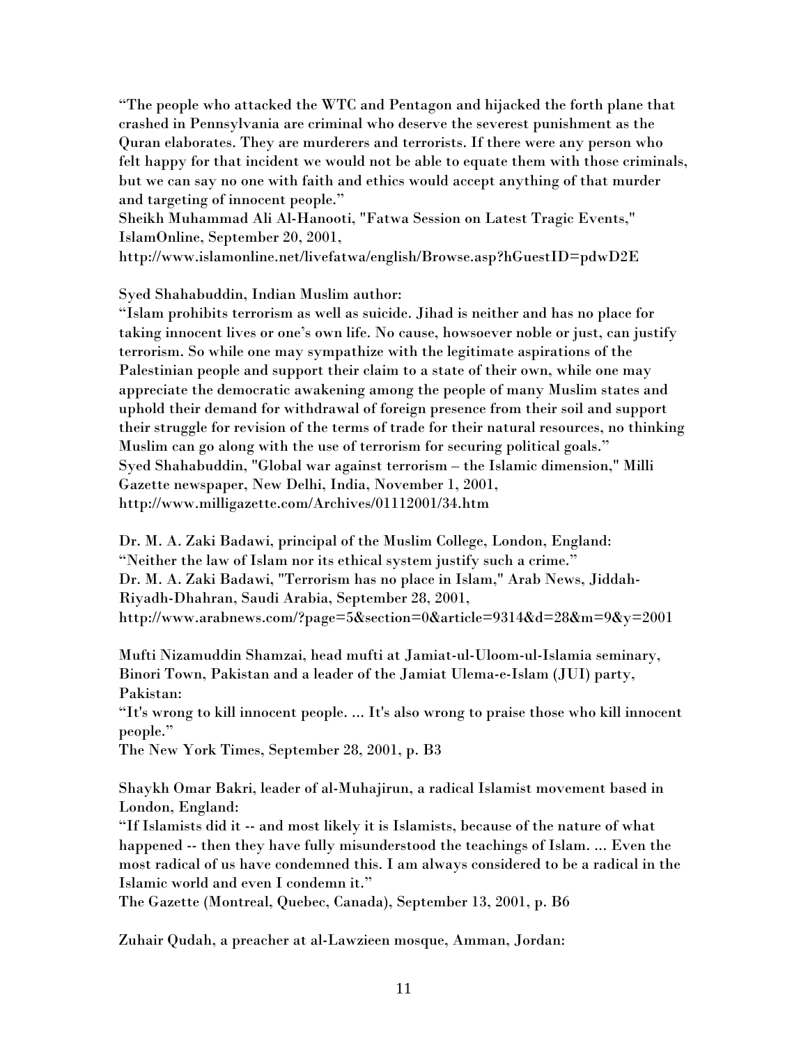"The people who attacked the WTC and Pentagon and hijacked the forth plane that crashed in Pennsylvania are criminal who deserve the severest punishment as the Quran elaborates. They are murderers and terrorists. If there were any person who felt happy for that incident we would not be able to equate them with those criminals, but we can say no one with faith and ethics would accept anything of that murder and targeting of innocent people."
Sheikh Muhammad Ali Al-Hanooti, "Fatwa Session on Latest Tragic Events," IslamOnline, September 20, 2001,
http://www.islamonline.net/livefatwa/english/Browse.asp?hGuestID=pdwD2E

Syed Shahabuddin, Indian Muslim author:
"Islam prohibits terrorism as well as suicide. Jihad is neither and has no place for taking innocent lives or one's own life. No cause, howsoever noble or just, can justify terrorism. So while one may sympathize with the legitimate aspirations of the Palestinian people and support their claim to a state of their own, while one may appreciate the democratic awakening among the people of many Muslim states and uphold their demand for withdrawal of foreign presence from their soil and support their struggle for revision of the terms of trade for their natural resources, no thinking Muslim can go along with the use of terrorism for securing political goals."
Syed Shahabuddin, "Global war against terrorism – the Islamic dimension," Milli Gazette newspaper, New Delhi, India, November 1, 2001,
http://www.milligazette.com/Archives/01112001/34.htm

Dr. M. A. Zaki Badawi, principal of the Muslim College, London, England:
"Neither the law of Islam nor its ethical system justify such a crime."
Dr. M. A. Zaki Badawi, "Terrorism has no place in Islam," Arab News, Jiddah-Riyadh-Dhahran, Saudi Arabia, September 28, 2001,
http://www.arabnews.com/?page=5&section=0&article=9314&d=28&m=9&y=2001

Mufti Nizamuddin Shamzai, head mufti at Jamiat-ul-Uloom-ul-Islamia seminary, Binori Town, Pakistan and a leader of the Jamiat Ulema-e-Islam (JUI) party, Pakistan:
"It's wrong to kill innocent people. ... It's also wrong to praise those who kill innocent people."
The New York Times, September 28, 2001, p. B3

Shaykh Omar Bakri, leader of al-Muhajirun, a radical Islamist movement based in London, England:
"If Islamists did it -- and most likely it is Islamists, because of the nature of what happened -- then they have fully misunderstood the teachings of Islam. ... Even the most radical of us have condemned this. I am always considered to be a radical in the Islamic world and even I condemn it."
The Gazette (Montreal, Quebec, Canada), September 13, 2001, p. B6

Zuhair Qudah, a preacher at al-Lawzieen mosque, Amman, Jordan: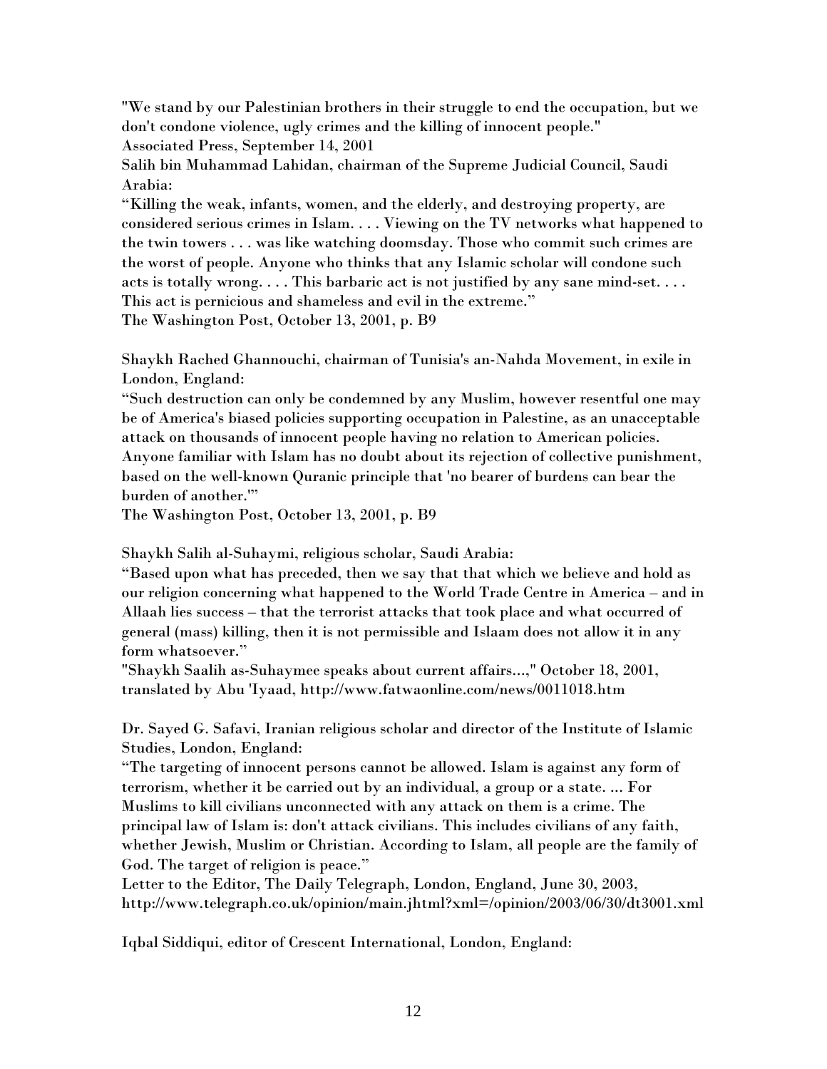"We stand by our Palestinian brothers in their struggle to end the occupation, but we don't condone violence, ugly crimes and the killing of innocent people."
Associated Press, September 14, 2001

Salih bin Muhammad Lahidan, chairman of the Supreme Judicial Council, Saudi Arabia:
"Killing the weak, infants, women, and the elderly, and destroying property, are considered serious crimes in Islam. . . . Viewing on the TV networks what happened to the twin towers . . . was like watching doomsday. Those who commit such crimes are the worst of people. Anyone who thinks that any Islamic scholar will condone such acts is totally wrong. . . . This barbaric act is not justified by any sane mind-set. . . . This act is pernicious and shameless and evil in the extreme."
The Washington Post, October 13, 2001, p. B9

Shaykh Rached Ghannouchi, chairman of Tunisia's an-Nahda Movement, in exile in London, England:
"Such destruction can only be condemned by any Muslim, however resentful one may be of America's biased policies supporting occupation in Palestine, as an unacceptable attack on thousands of innocent people having no relation to American policies. Anyone familiar with Islam has no doubt about its rejection of collective punishment, based on the well-known Quranic principle that 'no bearer of burdens can bear the burden of another.'"
The Washington Post, October 13, 2001, p. B9

Shaykh Salih al-Suhaymi, religious scholar, Saudi Arabia:
"Based upon what has preceded, then we say that that which we believe and hold as our religion concerning what happened to the World Trade Centre in America – and in Allaah lies success – that the terrorist attacks that took place and what occurred of general (mass) killing, then it is not permissible and Islaam does not allow it in any form whatsoever."
"Shaykh Saalih as-Suhaymee speaks about current affairs...," October 18, 2001, translated by Abu 'Iyaad, http://www.fatwaonline.com/news/0011018.htm

Dr. Sayed G. Safavi, Iranian religious scholar and director of the Institute of Islamic Studies, London, England:
"The targeting of innocent persons cannot be allowed. Islam is against any form of terrorism, whether it be carried out by an individual, a group or a state. ... For Muslims to kill civilians unconnected with any attack on them is a crime. The principal law of Islam is: don't attack civilians. This includes civilians of any faith, whether Jewish, Muslim or Christian. According to Islam, all people are the family of God. The target of religion is peace."
Letter to the Editor, The Daily Telegraph, London, England, June 30, 2003, http://www.telegraph.co.uk/opinion/main.jhtml?xml=/opinion/2003/06/30/dt3001.xml

Iqbal Siddiqui, editor of Crescent International, London, England: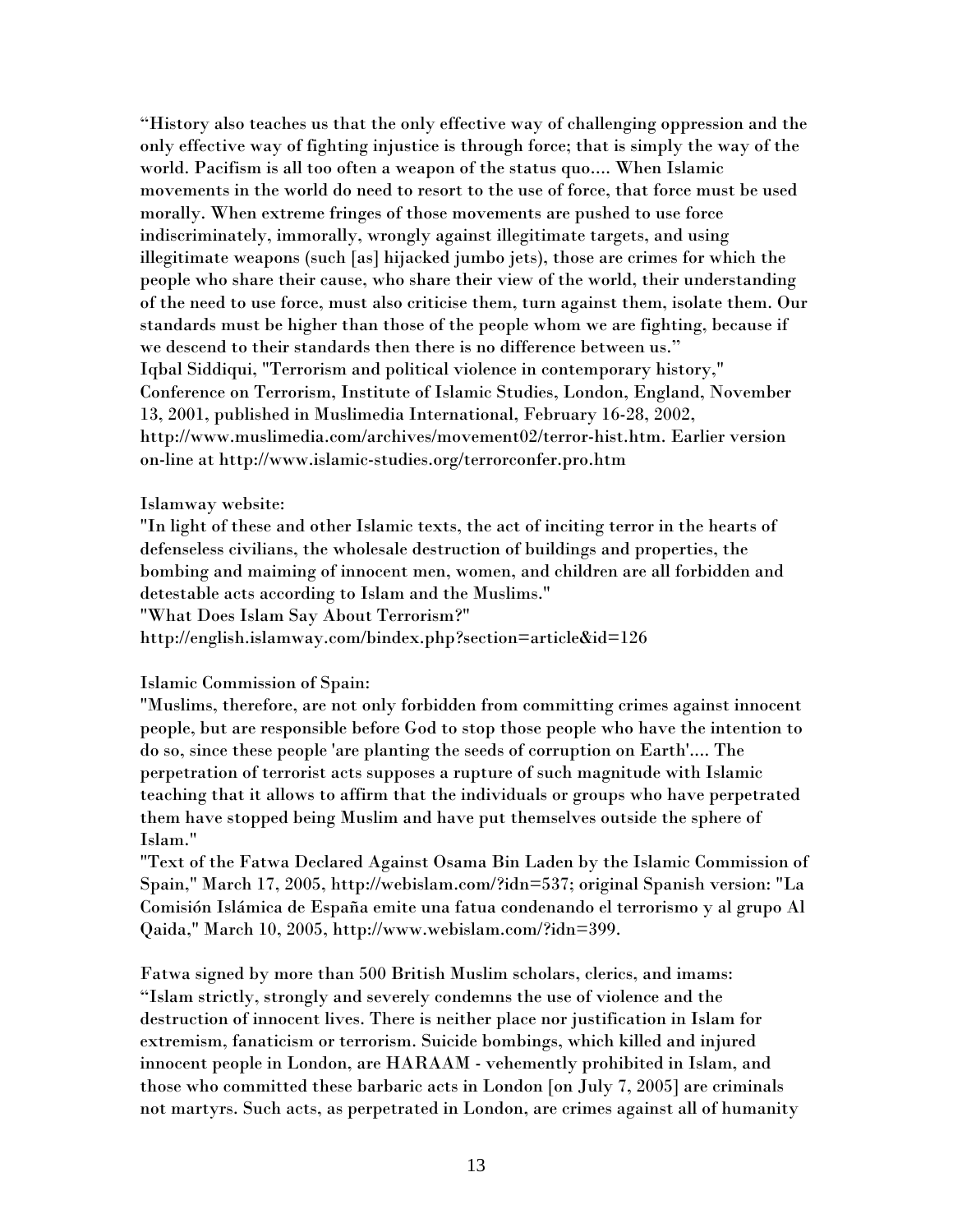"History also teaches us that the only effective way of challenging oppression and the only effective way of fighting injustice is through force; that is simply the way of the world. Pacifism is all too often a weapon of the status quo.... When Islamic movements in the world do need to resort to the use of force, that force must be used morally. When extreme fringes of those movements are pushed to use force indiscriminately, immorally, wrongly against illegitimate targets, and using illegitimate weapons (such [as] hijacked jumbo jets), those are crimes for which the people who share their cause, who share their view of the world, their understanding of the need to use force, must also criticise them, turn against them, isolate them. Our standards must be higher than those of the people whom we are fighting, because if we descend to their standards then there is no difference between us."
Iqbal Siddiqui, "Terrorism and political violence in contemporary history," Conference on Terrorism, Institute of Islamic Studies, London, England, November 13, 2001, published in Muslimedia International, February 16-28, 2002, http://www.muslimedia.com/archives/movement02/terror-hist.htm. Earlier version on-line at http://www.islamic-studies.org/terrorconfer.pro.htm

Islamway website:
"In light of these and other Islamic texts, the act of inciting terror in the hearts of defenseless civilians, the wholesale destruction of buildings and properties, the bombing and maiming of innocent men, women, and children are all forbidden and detestable acts according to Islam and the Muslims."
"What Does Islam Say About Terrorism?"
http://english.islamway.com/bindex.php?section=article&id=126

Islamic Commission of Spain:
"Muslims, therefore, are not only forbidden from committing crimes against innocent people, but are responsible before God to stop those people who have the intention to do so, since these people 'are planting the seeds of corruption on Earth'.... The perpetration of terrorist acts supposes a rupture of such magnitude with Islamic teaching that it allows to affirm that the individuals or groups who have perpetrated them have stopped being Muslim and have put themselves outside the sphere of Islam."
"Text of the Fatwa Declared Against Osama Bin Laden by the Islamic Commission of Spain," March 17, 2005, http://webislam.com/?idn=537; original Spanish version: "La Comisión Islámica de España emite una fatua condenando el terrorismo y al grupo Al Qaida," March 10, 2005, http://www.webislam.com/?idn=399.

Fatwa signed by more than 500 British Muslim scholars, clerics, and imams:
"Islam strictly, strongly and severely condemns the use of violence and the destruction of innocent lives. There is neither place nor justification in Islam for extremism, fanaticism or terrorism. Suicide bombings, which killed and injured innocent people in London, are HARAAM - vehemently prohibited in Islam, and those who committed these barbaric acts in London [on July 7, 2005] are criminals not martyrs. Such acts, as perpetrated in London, are crimes against all of humanity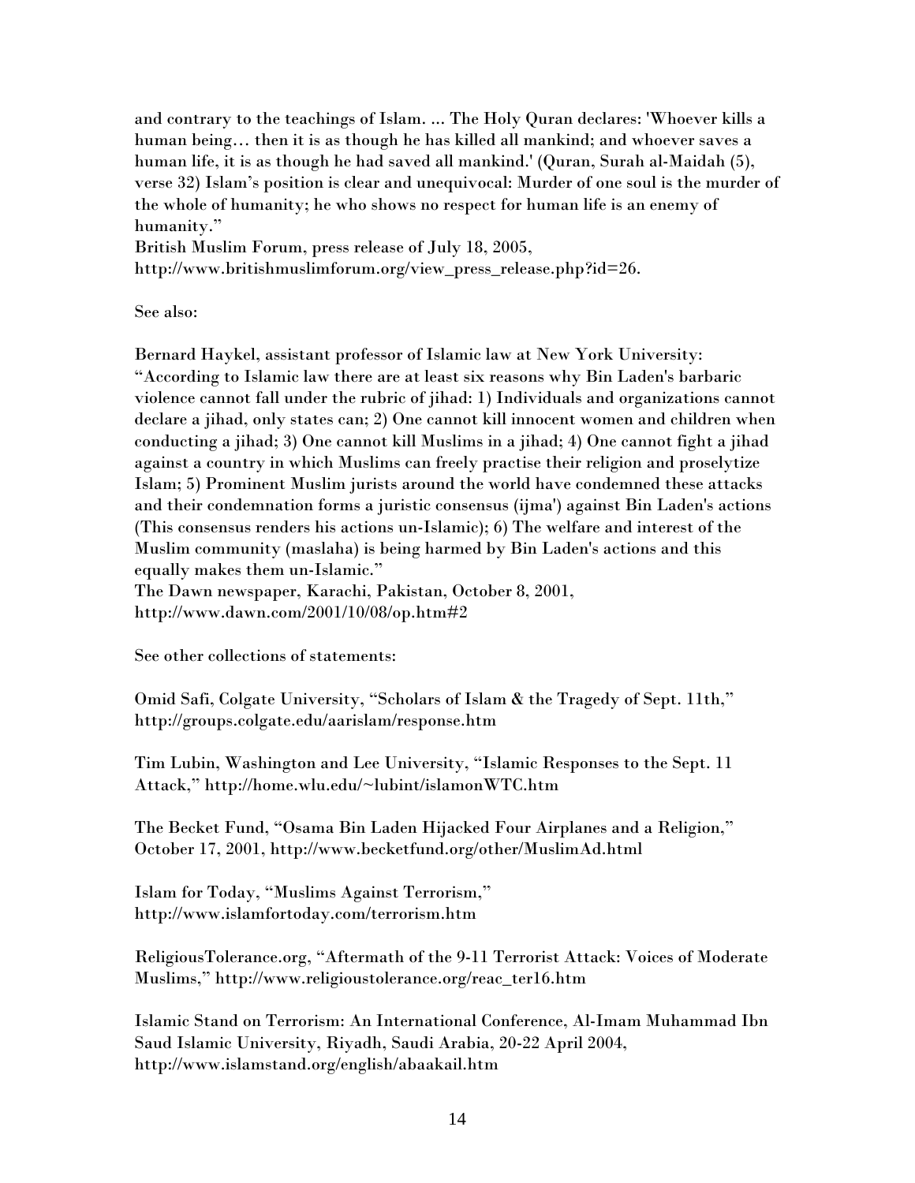and contrary to the teachings of Islam. ... The Holy Quran declares: 'Whoever kills a human being… then it is as though he has killed all mankind; and whoever saves a human life, it is as though he had saved all mankind.' (Quran, Surah al-Maidah (5), verse 32) Islam's position is clear and unequivocal: Murder of one soul is the murder of the whole of humanity; he who shows no respect for human life is an enemy of humanity."
British Muslim Forum, press release of July 18, 2005,
http://www.britishmuslimforum.org/view_press_release.php?id=26.

See also:

Bernard Haykel, assistant professor of Islamic law at New York University: "According to Islamic law there are at least six reasons why Bin Laden's barbaric violence cannot fall under the rubric of jihad: 1) Individuals and organizations cannot declare a jihad, only states can; 2) One cannot kill innocent women and children when conducting a jihad; 3) One cannot kill Muslims in a jihad; 4) One cannot fight a jihad against a country in which Muslims can freely practise their religion and proselytize Islam; 5) Prominent Muslim jurists around the world have condemned these attacks and their condemnation forms a juristic consensus (ijma') against Bin Laden's actions (This consensus renders his actions un-Islamic); 6) The welfare and interest of the Muslim community (maslaha) is being harmed by Bin Laden's actions and this equally makes them un-Islamic."
The Dawn newspaper, Karachi, Pakistan, October 8, 2001,
http://www.dawn.com/2001/10/08/op.htm#2

See other collections of statements:

Omid Safi, Colgate University, "Scholars of Islam & the Tragedy of Sept. 11th," http://groups.colgate.edu/aarislam/response.htm

Tim Lubin, Washington and Lee University, "Islamic Responses to the Sept. 11 Attack," http://home.wlu.edu/~lubint/islamonWTC.htm

The Becket Fund, "Osama Bin Laden Hijacked Four Airplanes and a Religion," October 17, 2001, http://www.becketfund.org/other/MuslimAd.html

Islam for Today, "Muslims Against Terrorism," http://www.islamfortoday.com/terrorism.htm

ReligiousTolerance.org, "Aftermath of the 9-11 Terrorist Attack: Voices of Moderate Muslims," http://www.religioustolerance.org/reac_ter16.htm

Islamic Stand on Terrorism: An International Conference, Al-Imam Muhammad Ibn Saud Islamic University, Riyadh, Saudi Arabia, 20-22 April 2004, http://www.islamstand.org/english/abaakail.htm